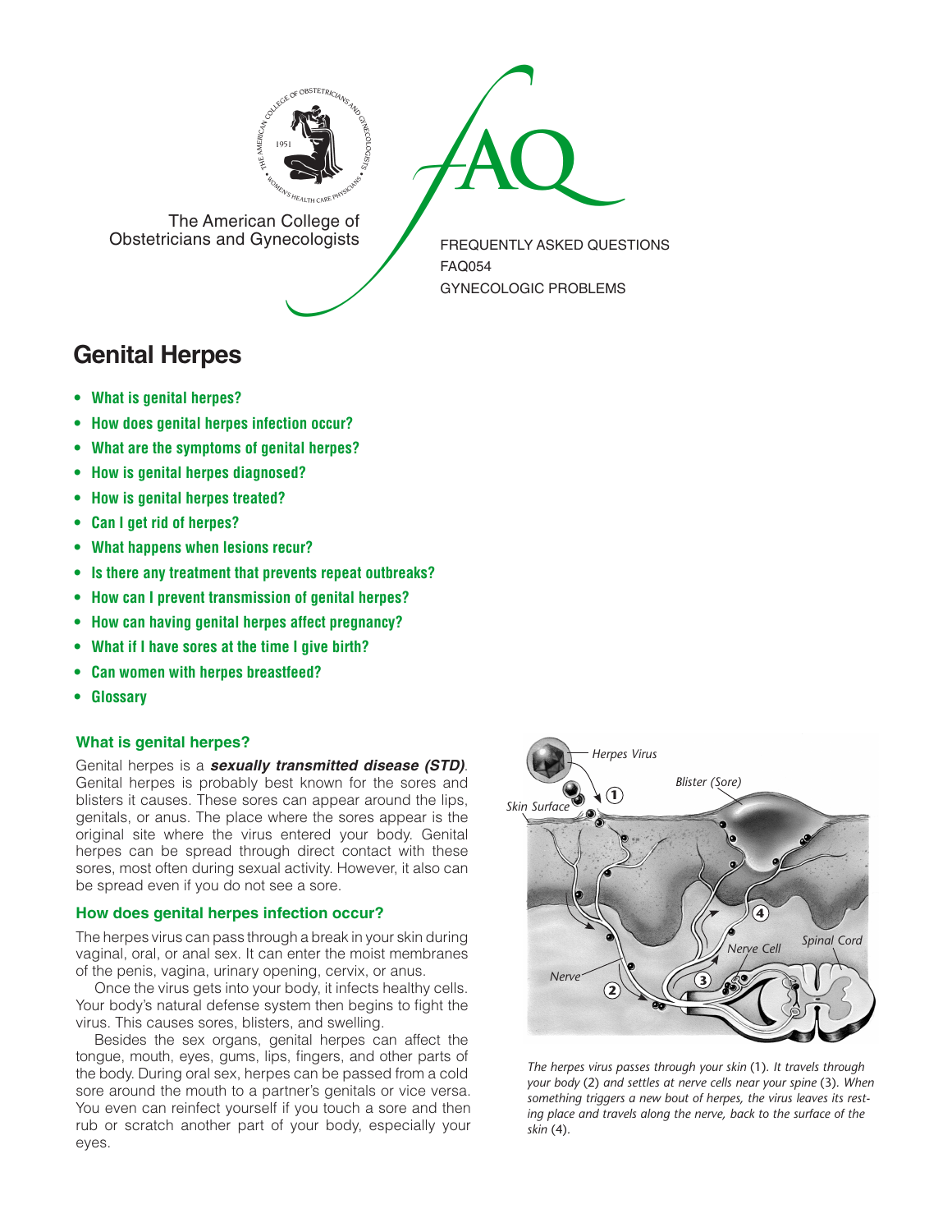The American College of Obstetricians and Gynecologists

FREQUENTLY ASKED QUESTIONS
FAQ054
GYNECOLOGIC PROBLEMS

# Genital Herpes

- **What is genital herpes?**
- **How does genital herpes infection occur?**
- **What are the symptoms of genital herpes?**
- **How is genital herpes diagnosed?**
- **How is genital herpes treated?**
- **Can I get rid of herpes?**
- **What happens when lesions recur?**
- **Is there any treatment that prevents repeat outbreaks?**
- **How can I prevent transmission of genital herpes?**
- **How can having genital herpes affect pregnancy?**
- **What if I have sores at the time I give birth?**
- **Can women with herpes breastfeed?**
- **Glossary**

## What is genital herpes?

Genital herpes is a ***sexually transmitted disease (STD)***. Genital herpes is probably best known for the sores and blisters it causes. These sores can appear around the lips, genitals, or anus. The place where the sores appear is the original site where the virus entered your body. Genital herpes can be spread through direct contact with these sores, most often during sexual activity. However, it also can be spread even if you do not see a sore.

## How does genital herpes infection occur?

The herpes virus can pass through a break in your skin during vaginal, oral, or anal sex. It can enter the moist membranes of the penis, vagina, urinary opening, cervix, or anus.

Once the virus gets into your body, it infects healthy cells. Your body's natural defense system then begins to fight the virus. This causes sores, blisters, and swelling.

Besides the sex organs, genital herpes can affect the tongue, mouth, eyes, gums, lips, fingers, and other parts of the body. During oral sex, herpes can be passed from a cold sore around the mouth to a partner's genitals or vice versa. You even can reinfect yourself if you touch a sore and then rub or scratch another part of your body, especially your eyes.

*The herpes virus passes through your skin* (1). *It travels through your body* (2) *and settles at nerve cells near your spine* (3). *When something triggers a new bout of herpes, the virus leaves its resting place and travels along the nerve, back to the surface of the skin* (4).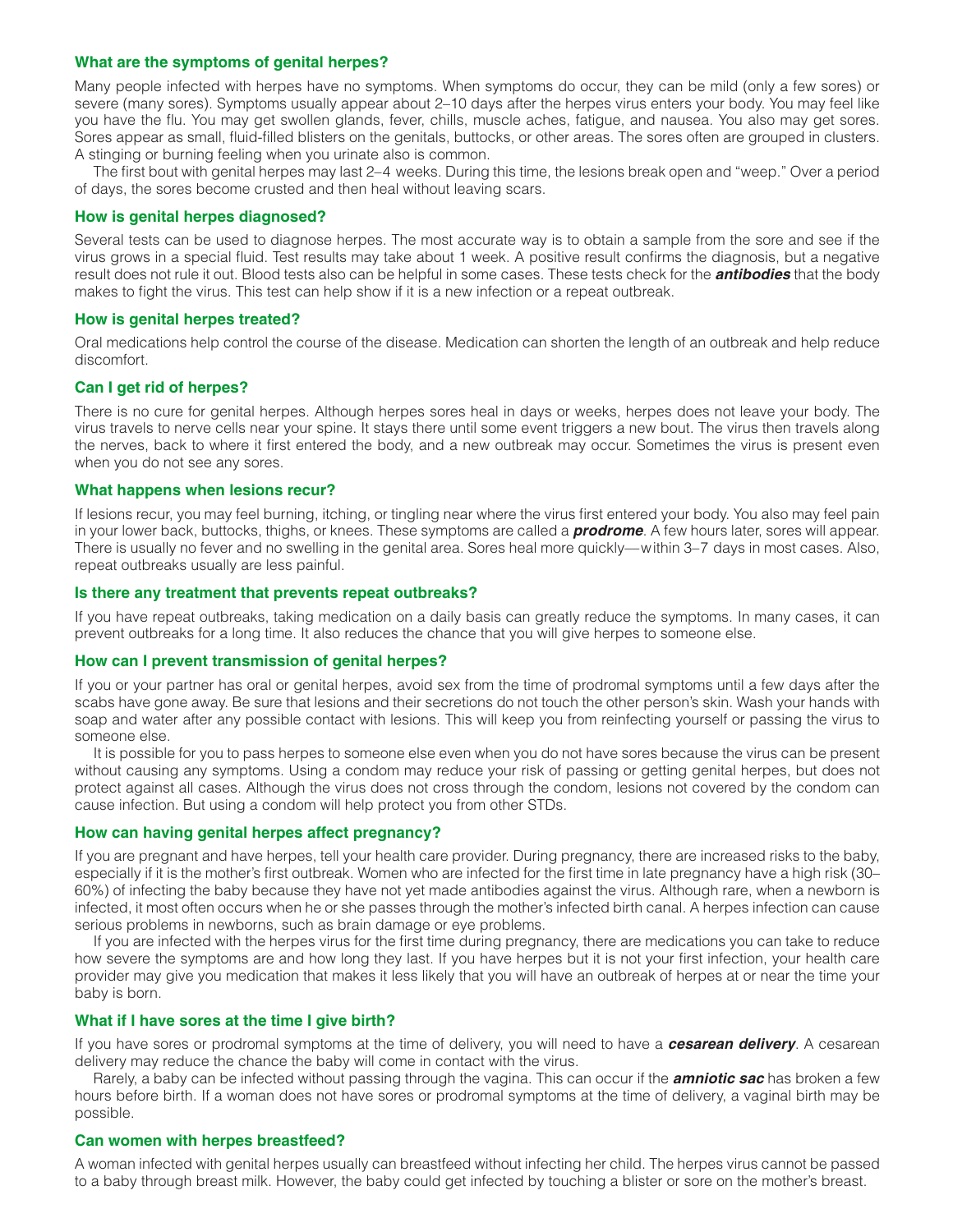### What are the symptoms of genital herpes?

Many people infected with herpes have no symptoms. When symptoms do occur, they can be mild (only a few sores) or severe (many sores). Symptoms usually appear about 2–10 days after the herpes virus enters your body. You may feel like you have the flu. You may get swollen glands, fever, chills, muscle aches, fatigue, and nausea. You also may get sores. Sores appear as small, fluid-filled blisters on the genitals, buttocks, or other areas. The sores often are grouped in clusters. A stinging or burning feeling when you urinate also is common.

The first bout with genital herpes may last 2–4 weeks. During this time, the lesions break open and "weep." Over a period of days, the sores become crusted and then heal without leaving scars.

### How is genital herpes diagnosed?

Several tests can be used to diagnose herpes. The most accurate way is to obtain a sample from the sore and see if the virus grows in a special fluid. Test results may take about 1 week. A positive result confirms the diagnosis, but a negative result does not rule it out. Blood tests also can be helpful in some cases. These tests check for the ***antibodies*** that the body makes to fight the virus. This test can help show if it is a new infection or a repeat outbreak.

### How is genital herpes treated?

Oral medications help control the course of the disease. Medication can shorten the length of an outbreak and help reduce discomfort.

### Can I get rid of herpes?

There is no cure for genital herpes. Although herpes sores heal in days or weeks, herpes does not leave your body. The virus travels to nerve cells near your spine. It stays there until some event triggers a new bout. The virus then travels along the nerves, back to where it first entered the body, and a new outbreak may occur. Sometimes the virus is present even when you do not see any sores.

### What happens when lesions recur?

If lesions recur, you may feel burning, itching, or tingling near where the virus first entered your body. You also may feel pain in your lower back, buttocks, thighs, or knees. These symptoms are called a ***prodrome***. A few hours later, sores will appear. There is usually no fever and no swelling in the genital area. Sores heal more quickly—within 3–7 days in most cases. Also, repeat outbreaks usually are less painful.

### Is there any treatment that prevents repeat outbreaks?

If you have repeat outbreaks, taking medication on a daily basis can greatly reduce the symptoms. In many cases, it can prevent outbreaks for a long time. It also reduces the chance that you will give herpes to someone else.

### How can I prevent transmission of genital herpes?

If you or your partner has oral or genital herpes, avoid sex from the time of prodromal symptoms until a few days after the scabs have gone away. Be sure that lesions and their secretions do not touch the other person's skin. Wash your hands with soap and water after any possible contact with lesions. This will keep you from reinfecting yourself or passing the virus to someone else.

It is possible for you to pass herpes to someone else even when you do not have sores because the virus can be present without causing any symptoms. Using a condom may reduce your risk of passing or getting genital herpes, but does not protect against all cases. Although the virus does not cross through the condom, lesions not covered by the condom can cause infection. But using a condom will help protect you from other STDs.

### How can having genital herpes affect pregnancy?

If you are pregnant and have herpes, tell your health care provider. During pregnancy, there are increased risks to the baby, especially if it is the mother's first outbreak. Women who are infected for the first time in late pregnancy have a high risk (30–60%) of infecting the baby because they have not yet made antibodies against the virus. Although rare, when a newborn is infected, it most often occurs when he or she passes through the mother's infected birth canal. A herpes infection can cause serious problems in newborns, such as brain damage or eye problems.

If you are infected with the herpes virus for the first time during pregnancy, there are medications you can take to reduce how severe the symptoms are and how long they last. If you have herpes but it is not your first infection, your health care provider may give you medication that makes it less likely that you will have an outbreak of herpes at or near the time your baby is born.

### What if I have sores at the time I give birth?

If you have sores or prodromal symptoms at the time of delivery, you will need to have a ***cesarean delivery***. A cesarean delivery may reduce the chance the baby will come in contact with the virus.

Rarely, a baby can be infected without passing through the vagina. This can occur if the ***amniotic sac*** has broken a few hours before birth. If a woman does not have sores or prodromal symptoms at the time of delivery, a vaginal birth may be possible.

### Can women with herpes breastfeed?

A woman infected with genital herpes usually can breastfeed without infecting her child. The herpes virus cannot be passed to a baby through breast milk. However, the baby could get infected by touching a blister or sore on the mother's breast.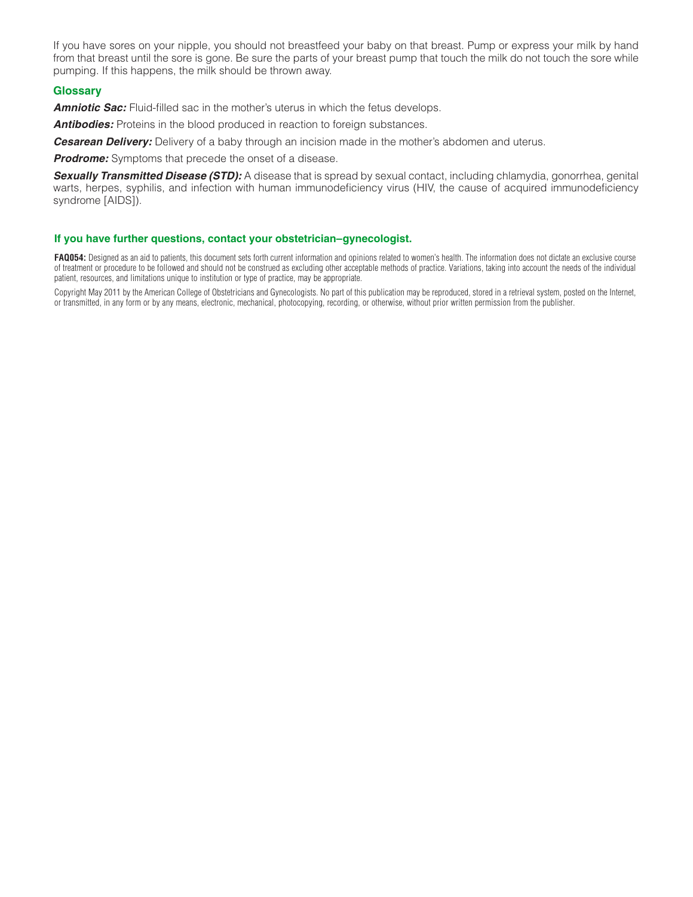If you have sores on your nipple, you should not breastfeed your baby on that breast. Pump or express your milk by hand from that breast until the sore is gone. Be sure the parts of your breast pump that touch the milk do not touch the sore while pumping. If this happens, the milk should be thrown away.

## Glossary

***Amniotic Sac:*** Fluid-filled sac in the mother's uterus in which the fetus develops.

***Antibodies:*** Proteins in the blood produced in reaction to foreign substances.

***Cesarean Delivery:*** Delivery of a baby through an incision made in the mother's abdomen and uterus.

***Prodrome:*** Symptoms that precede the onset of a disease.

***Sexually Transmitted Disease (STD):*** A disease that is spread by sexual contact, including chlamydia, gonorrhea, genital warts, herpes, syphilis, and infection with human immunodeficiency virus (HIV, the cause of acquired immunodeficiency syndrome [AIDS]).

**If you have further questions, contact your obstetrician–gynecologist.**

**FAQ054:** Designed as an aid to patients, this document sets forth current information and opinions related to women's health. The information does not dictate an exclusive course of treatment or procedure to be followed and should not be construed as excluding other acceptable methods of practice. Variations, taking into account the needs of the individual patient, resources, and limitations unique to institution or type of practice, may be appropriate.

Copyright May 2011 by the American College of Obstetricians and Gynecologists. No part of this publication may be reproduced, stored in a retrieval system, posted on the Internet, or transmitted, in any form or by any means, electronic, mechanical, photocopying, recording, or otherwise, without prior written permission from the publisher.